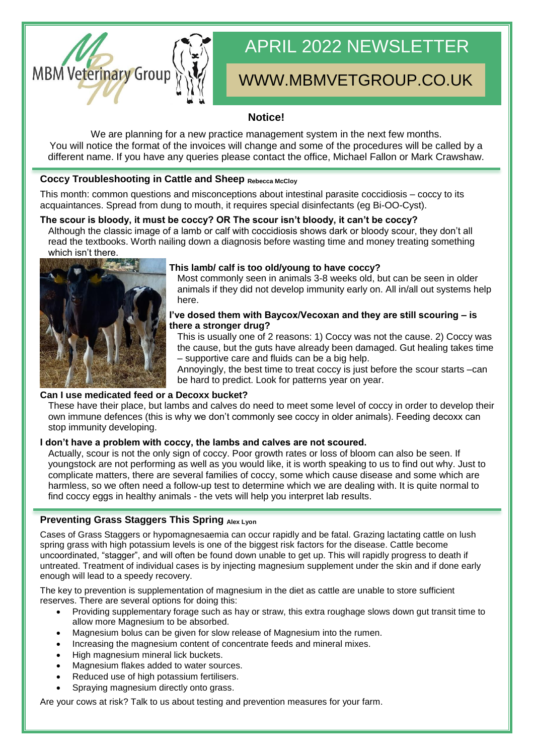MBM Veterinary Group

# APRIL 2022 NEWSLETTER

WWW.MBMVETGROUP.CO.UK

**Notice!**

We are planning for a new practice management system in the next few months.
You will notice the format of the invoices will change and some of the procedures will be called by a different name. If you have any queries please contact the office, Michael Fallon or Mark Crawshaw.

## Coccy Troubleshooting in Cattle and Sheep Rebecca McCloy

This month: common questions and misconceptions about intestinal parasite coccidiosis – coccy to its acquaintances. Spread from dung to mouth, it requires special disinfectants (eg Bi-OO-Cyst).

**The scour is bloody, it must be coccy? OR The scour isn't bloody, it can't be coccy?**

Although the classic image of a lamb or calf with coccidiosis shows dark or bloody scour, they don't all read the textbooks. Worth nailing down a diagnosis before wasting time and money treating something which isn't there.

**This lamb/ calf is too old/young to have coccy?**

Most commonly seen in animals 3-8 weeks old, but can be seen in older animals if they did not develop immunity early on. All in/all out systems help here.

**I've dosed them with Baycox/Vecoxan and they are still scouring – is there a stronger drug?**

This is usually one of 2 reasons: 1) Coccy was not the cause. 2) Coccy was the cause, but the guts have already been damaged. Gut healing takes time – supportive care and fluids can be a big help.

Annoyingly, the best time to treat coccy is just before the scour starts –can be hard to predict. Look for patterns year on year.

**Can I use medicated feed or a Decoxx bucket?**

These have their place, but lambs and calves do need to meet some level of coccy in order to develop their own immune defences (this is why we don't commonly see coccy in older animals). Feeding decoxx can stop immunity developing.

**I don't have a problem with coccy, the lambs and calves are not scoured.**

Actually, scour is not the only sign of coccy. Poor growth rates or loss of bloom can also be seen. If youngstock are not performing as well as you would like, it is worth speaking to us to find out why. Just to complicate matters, there are several families of coccy, some which cause disease and some which are harmless, so we often need a follow-up test to determine which we are dealing with. It is quite normal to find coccy eggs in healthy animals - the vets will help you interpret lab results.

## Preventing Grass Staggers This Spring Alex Lyon

Cases of Grass Staggers or hypomagnesaemia can occur rapidly and be fatal. Grazing lactating cattle on lush spring grass with high potassium levels is one of the biggest risk factors for the disease. Cattle become uncoordinated, "stagger", and will often be found down unable to get up. This will rapidly progress to death if untreated. Treatment of individual cases is by injecting magnesium supplement under the skin and if done early enough will lead to a speedy recovery.

The key to prevention is supplementation of magnesium in the diet as cattle are unable to store sufficient reserves. There are several options for doing this:

- Providing supplementary forage such as hay or straw, this extra roughage slows down gut transit time to allow more Magnesium to be absorbed.
- Magnesium bolus can be given for slow release of Magnesium into the rumen.
- Increasing the magnesium content of concentrate feeds and mineral mixes.
- High magnesium mineral lick buckets.
- Magnesium flakes added to water sources.
- Reduced use of high potassium fertilisers.
- Spraying magnesium directly onto grass.

Are your cows at risk? Talk to us about testing and prevention measures for your farm.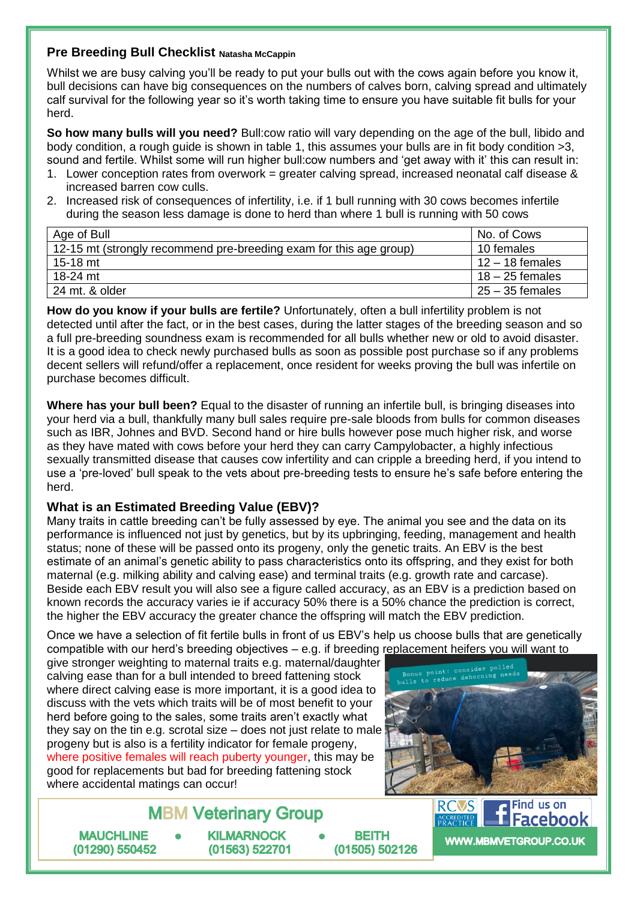## Pre Breeding Bull Checklist Natasha McCappin

Whilst we are busy calving you'll be ready to put your bulls out with the cows again before you know it, bull decisions can have big consequences on the numbers of calves born, calving spread and ultimately calf survival for the following year so it's worth taking time to ensure you have suitable fit bulls for your herd.

**So how many bulls will you need?** Bull:cow ratio will vary depending on the age of the bull, libido and body condition, a rough guide is shown in table 1, this assumes your bulls are in fit body condition >3, sound and fertile. Whilst some will run higher bull:cow numbers and 'get away with it' this can result in:

1. Lower conception rates from overwork = greater calving spread, increased neonatal calf disease & increased barren cow culls.
2. Increased risk of consequences of infertility, i.e. if 1 bull running with 30 cows becomes infertile during the season less damage is done to herd than where 1 bull is running with 50 cows

| Age of Bull | No. of Cows |
|---|---|
| 12-15 mt (strongly recommend pre-breeding exam for this age group) | 10 females |
| 15-18 mt | 12 – 18 females |
| 18-24 mt | 18 – 25 females |
| 24 mt. & older | 25 – 35 females |

**How do you know if your bulls are fertile?** Unfortunately, often a bull infertility problem is not detected until after the fact, or in the best cases, during the latter stages of the breeding season and so a full pre-breeding soundness exam is recommended for all bulls whether new or old to avoid disaster. It is a good idea to check newly purchased bulls as soon as possible post purchase so if any problems decent sellers will refund/offer a replacement, once resident for weeks proving the bull was infertile on purchase becomes difficult.

**Where has your bull been?** Equal to the disaster of running an infertile bull, is bringing diseases into your herd via a bull, thankfully many bull sales require pre-sale bloods from bulls for common diseases such as IBR, Johnes and BVD. Second hand or hire bulls however pose much higher risk, and worse as they have mated with cows before your herd they can carry Campylobacter, a highly infectious sexually transmitted disease that causes cow infertility and can cripple a breeding herd, if you intend to use a 'pre-loved' bull speak to the vets about pre-breeding tests to ensure he's safe before entering the herd.

### What is an Estimated Breeding Value (EBV)?

Many traits in cattle breeding can't be fully assessed by eye. The animal you see and the data on its performance is influenced not just by genetics, but by its upbringing, feeding, management and health status; none of these will be passed onto its progeny, only the genetic traits. An EBV is the best estimate of an animal's genetic ability to pass characteristics onto its offspring, and they exist for both maternal (e.g. milking ability and calving ease) and terminal traits (e.g. growth rate and carcase). Beside each EBV result you will also see a figure called accuracy, as an EBV is a prediction based on known records the accuracy varies ie if accuracy 50% there is a 50% chance the prediction is correct, the higher the EBV accuracy the greater chance the offspring will match the EBV prediction.

Once we have a selection of fit fertile bulls in front of us EBV's help us choose bulls that are genetically compatible with our herd's breeding objectives – e.g. if breeding replacement heifers you will want to give stronger weighting to maternal traits e.g. maternal/daughter calving ease than for a bull intended to breed fattening stock where direct calving ease is more important, it is a good idea to discuss with the vets which traits will be of most benefit to your herd before going to the sales, some traits aren't exactly what they say on the tin e.g. scrotal size – does not just relate to male progeny but is also is a fertility indicator for female progeny, where positive females will reach puberty younger, this may be good for replacements but bad for breeding fattening stock where accidental matings can occur!

Bonus point: consider polled bulls to reduce dehorning needs

**MBM Veterinary Group**

MAUCHLINE (01290) 550452 ● KILMARNOCK (01563) 522701 ● BEITH (01505) 502126

Find us on Facebook

WWW.MBMVETGROUP.CO.UK